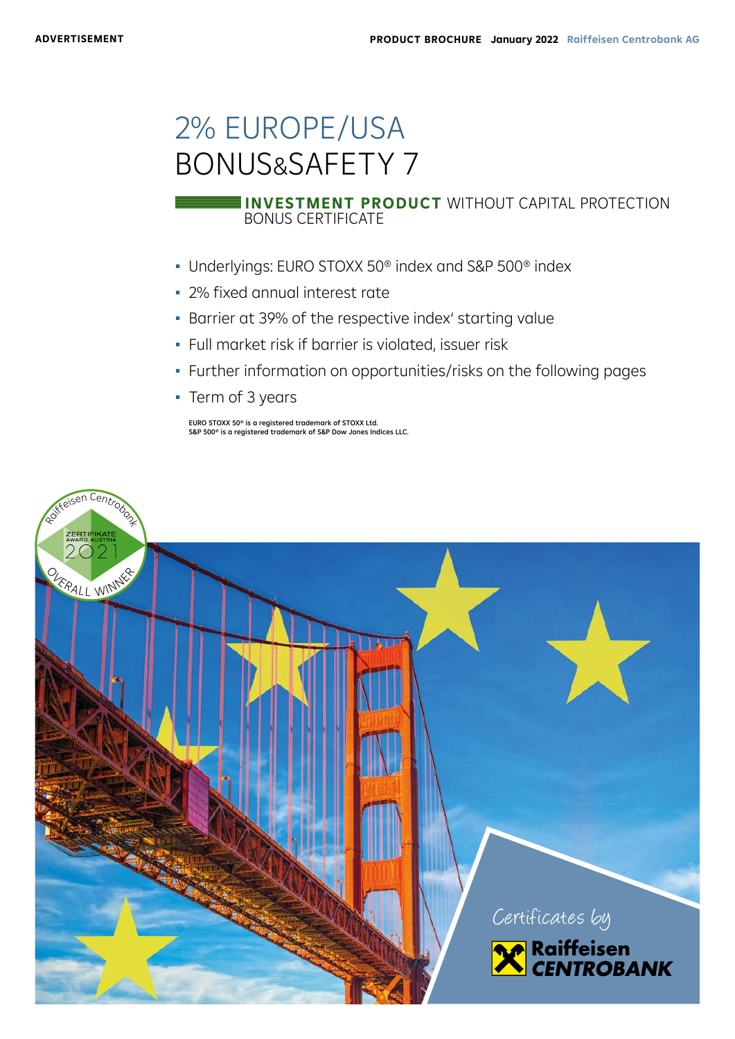ADVERTISEMENT

PRODUCT BROCHURE January 2022 Raiffeisen Centrobank AG

# 2% EUROPE/USA BONUS&SAFETY 7

**INVESTMENT PRODUCT** WITHOUT CAPITAL PROTECTION
BONUS CERTIFICATE

- Underlyings: EURO STOXX 50® index and S&P 500® index
- 2% fixed annual interest rate
- Barrier at 39% of the respective index' starting value
- Full market risk if barrier is violated, issuer risk
- Further information on opportunities/risks on the following pages
- Term of 3 years

EURO STOXX 50® is a registered trademark of STOXX Ltd.
S&P 500® is a registered trademark of S&P Dow Jones Indices LLC.

Raiffeisen Centrobank ZERTIFIKATE AWARD AUSTRIA 2021 OVERALL WINNER

Certificates by Raiffeisen CENTROBANK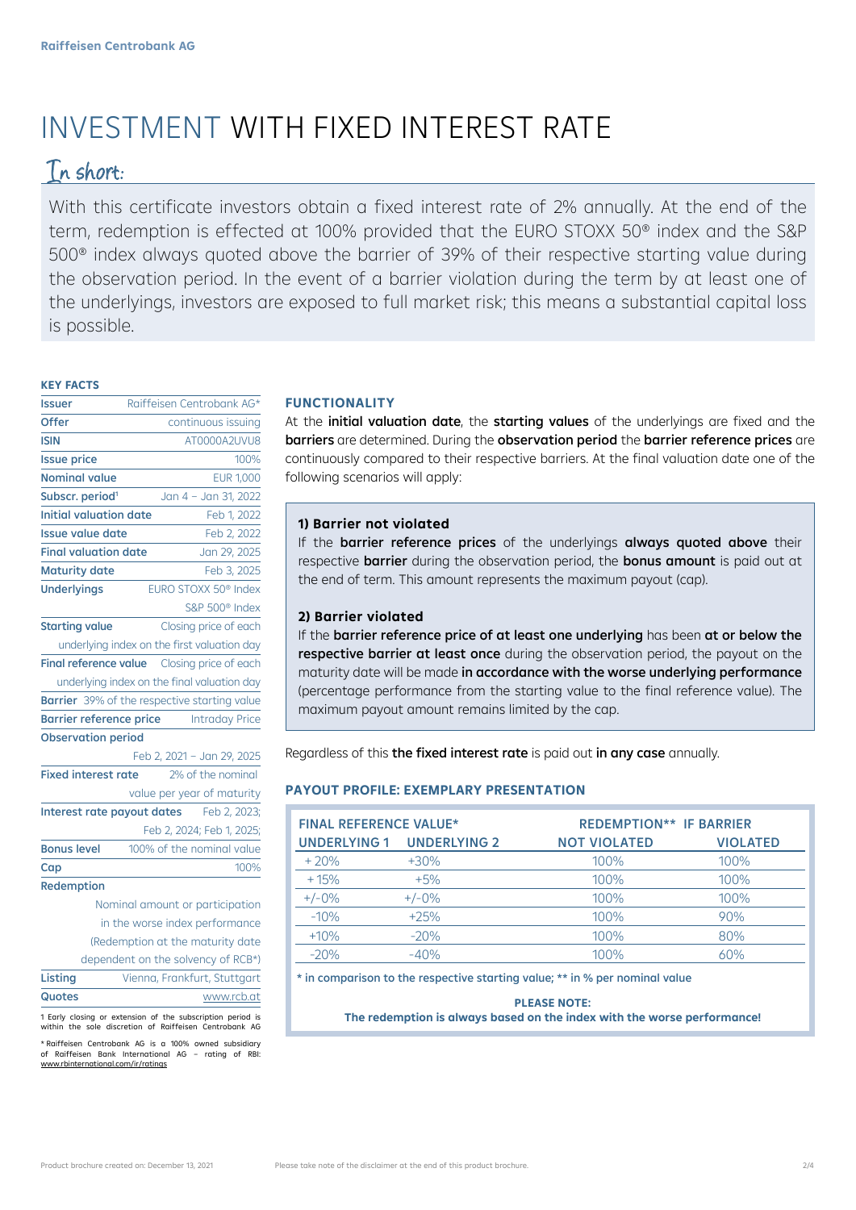# INVESTMENT WITH FIXED INTEREST RATE

## In short:

With this certificate investors obtain a fixed interest rate of 2% annually. At the end of the term, redemption is effected at 100% provided that the EURO STOXX 50® index and the S&P 500® index always quoted above the barrier of 39% of their respective starting value during the observation period. In the event of a barrier violation during the term by at least one of the underlyings, investors are exposed to full market risk; this means a substantial capital loss is possible.

### KEY FACTS

| | |
|---|---|
| Issuer | Raiffeisen Centrobank AG* |
| Offer | continuous issuing |
| ISIN | AT0000A2UVU8 |
| Issue price | 100% |
| Nominal value | EUR 1,000 |
| Subscr. period[1] | Jan 4 – Jan 31, 2022 |
| Initial valuation date | Feb 1, 2022 |
| Issue value date | Feb 2, 2022 |
| Final valuation date | Jan 29, 2025 |
| Maturity date | Feb 3, 2025 |
| Underlyings | EURO STOXX 50® Index, S&P 500® Index |
| Starting value | Closing price of each underlying index on the first valuation day |
| Final reference value | Closing price of each underlying index on the final valuation day |
| Barrier | 39% of the respective starting value |
| Barrier reference price | Intraday Price |
| Observation period | Feb 2, 2021 – Jan 29, 2025 |
| Fixed interest rate | 2% of the nominal value per year of maturity |
| Interest rate payout dates | Feb 2, 2023; Feb 2, 2024; Feb 1, 2025; |
| Bonus level | 100% of the nominal value |
| Cap | 100% |
| Redemption | Nominal amount or participation in the worse index performance (Redemption at the maturity date dependent on the solvency of RCB*) |
| Listing | Vienna, Frankfurt, Stuttgart |
| Quotes | www.rcb.at |

1 Early closing or extension of the subscription period is within the sole discretion of Raiffeisen Centrobank AG

* Raiffeisen Centrobank AG is a 100% owned subsidiary of Raiffeisen Bank International AG – rating of RBI: www.rbinternational.com/ir/ratings

### FUNCTIONALITY

At the **initial valuation date**, the **starting values** of the underlyings are fixed and the **barriers** are determined. During the **observation period** the **barrier reference prices** are continuously compared to their respective barriers. At the final valuation date one of the following scenarios will apply:

**1) Barrier not violated**

If the **barrier reference prices** of the underlyings **always quoted above** their respective **barrier** during the observation period, the **bonus amount** is paid out at the end of term. This amount represents the maximum payout (cap).

**2) Barrier violated**

If the **barrier reference price of at least one underlying** has been **at or below the respective barrier at least once** during the observation period, the payout on the maturity date will be made **in accordance with the worse underlying performance** (percentage performance from the starting value to the final reference value). The maximum payout amount remains limited by the cap.

Regardless of this **the fixed interest rate** is paid out **in any case** annually.

### PAYOUT PROFILE: EXEMPLARY PRESENTATION

| FINAL REFERENCE VALUE* | | REDEMPTION** IF BARRIER | |
|---|---|---|---|
| UNDERLYING 1 | UNDERLYING 2 | NOT VIOLATED | VIOLATED |
| + 20% | +30% | 100% | 100% |
| + 15% | +5% | 100% | 100% |
| +/-0% | +/-0% | 100% | 100% |
| -10% | +25% | 100% | 90% |
| +10% | -20% | 100% | 80% |
| -20% | -40% | 100% | 60% |

* in comparison to the respective starting value; ** in % per nominal value

**PLEASE NOTE:**
**The redemption is always based on the index with the worse performance!**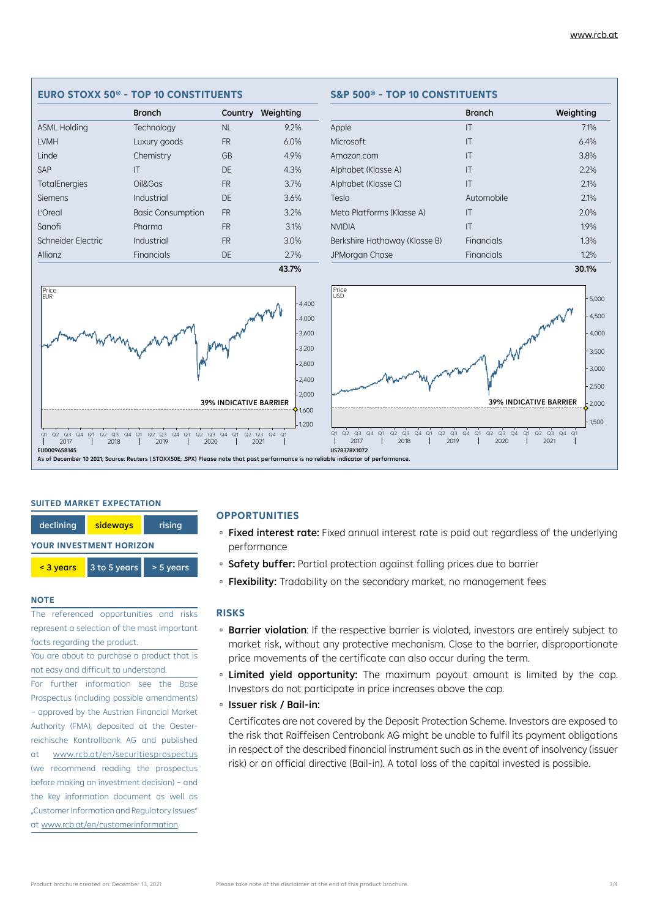## EURO STOXX 50® - TOP 10 CONSTITUENTS

| | Branch | Country | Weighting |
|---|---|---|---|
| ASML Holding | Technology | NL | 9.2% |
| LVMH | Luxury goods | FR | 6.0% |
| Linde | Chemistry | GB | 4.9% |
| SAP | IT | DE | 4.3% |
| TotalEnergies | Oil&Gas | FR | 3.7% |
| Siemens | Industrial | DE | 3.6% |
| L'Oreal | Basic Consumption | FR | 3.2% |
| Sanofi | Pharma | FR | 3.1% |
| Schneider Electric | Industrial | FR | 3.0% |
| Allianz | Financials | DE | 2.7% |
| | | | **43.7%** |

## S&P 500® - TOP 10 CONSTITUENTS

| | Branch | Weighting |
|---|---|---|
| Apple | IT | 7.1% |
| Microsoft | IT | 6.4% |
| Amazon.com | IT | 3.8% |
| Alphabet (Klasse A) | IT | 2.2% |
| Alphabet (Klasse C) | IT | 2.1% |
| Tesla | Automobile | 2.1% |
| Meta Platforms (Klasse A) | IT | 2.0% |
| NVIDIA | IT | 1.9% |
| Berkshire Hathaway (Klasse B) | Financials | 1.3% |
| JPMorgan Chase | Financials | 1.2% |
| | | **30.1%** |

Price EUR — 39% INDICATIVE BARRIER — EU0009658145

Price USD — 39% INDICATIVE BARRIER — US78378X1072

As of December 10 2021; Source: Reuters (.STOXX50E; .SPX) Please note that past performance is no reliable indicator of performance.

### SUITED MARKET EXPECTATION

declining | **sideways** | rising

### YOUR INVESTMENT HORIZON

**< 3 years** | 3 to 5 years | > 5 years

### NOTE

The referenced opportunities and risks represent a selection of the most important facts regarding the product.

You are about to purchase a product that is not easy and difficult to understand.

For further information see the Base Prospectus (including possible amendments) – approved by the Austrian Financial Market Authority (FMA), deposited at the Oesterreichische Kontrollbank AG and published at www.rcb.at/en/securitiesprospectus (we recommend reading the prospectus before making an investment decision) – and the key information document as well as „Customer Information and Regulatory Issues" at www.rcb.at/en/customerinformation.

## OPPORTUNITIES

- **Fixed interest rate:** Fixed annual interest rate is paid out regardless of the underlying performance
- **Safety buffer:** Partial protection against falling prices due to barrier
- **Flexibility:** Tradability on the secondary market, no management fees

## RISKS

- **Barrier violation**: If the respective barrier is violated, investors are entirely subject to market risk, without any protective mechanism. Close to the barrier, disproportionate price movements of the certificate can also occur during the term.
- **Limited yield opportunity:** The maximum payout amount is limited by the cap. Investors do not participate in price increases above the cap.
- **Issuer risk / Bail-in:**

  Certificates are not covered by the Deposit Protection Scheme. Investors are exposed to the risk that Raiffeisen Centrobank AG might be unable to fulfil its payment obligations in respect of the described financial instrument such as in the event of insolvency (issuer risk) or an official directive (Bail-in). A total loss of the capital invested is possible.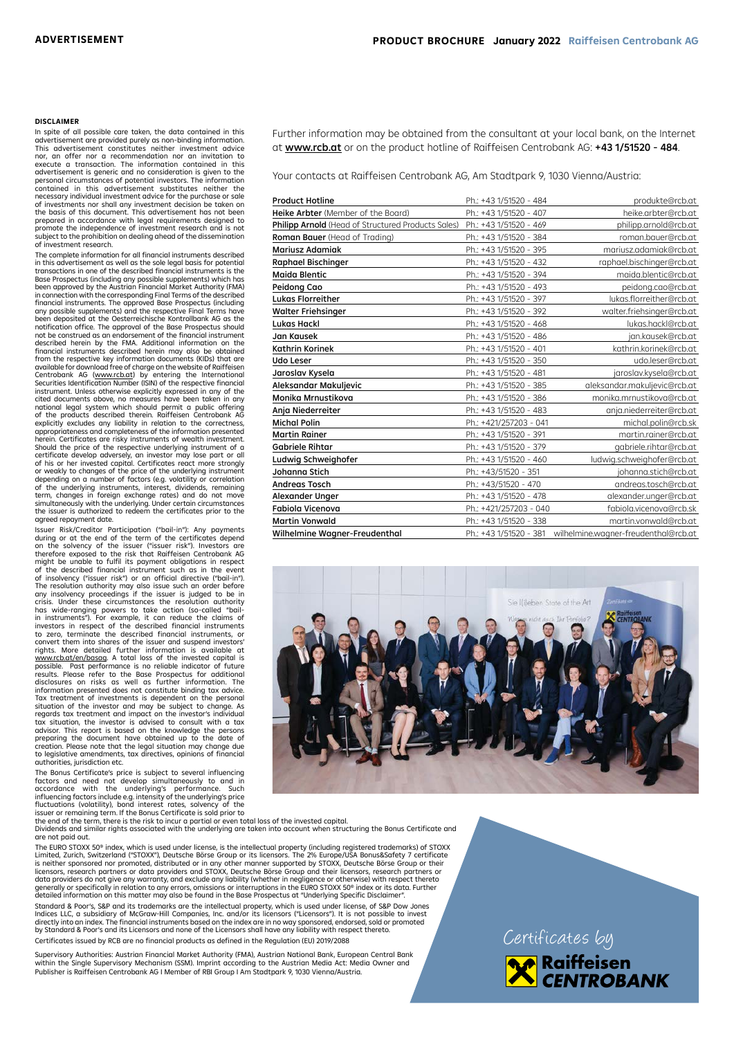**ADVERTISEMENT**

**PRODUCT BROCHURE January 2022 Raiffeisen Centrobank AG**

#### DISCLAIMER

In spite of all possible care taken, the data contained in this advertisement are provided purely as non-binding information. This advertisement constitutes neither investment advice nor, an offer nor a recommendation nor an invitation to execute a transaction. The information contained in this advertisement is generic and no consideration is given to the personal circumstances of potential investors. The information contained in this advertisement substitutes neither the necessary individual investment advice for the purchase or sale of investments nor shall any investment decision be taken on the basis of this document. This advertisement has not been prepared in accordance with legal requirements designed to promote the independence of investment research and is not subject to the prohibition on dealing ahead of the dissemination of investment research.

The complete information for all financial instruments described in this advertisement as well as the sole legal basis for potential transactions in one of the described financial instruments is the Base Prospectus (including any possible supplements) which has been approved by the Austrian Financial Market Authority (FMA) in connection with the corresponding Final Terms of the described financial instruments. The approved Base Prospectus (including any possible supplements) and the respective Final Terms have been deposited at the Oesterreichische Kontrollbank AG as the notification office. The approval of the Base Prospectus should not be construed as an endorsement of the financial instrument described herein by the FMA. Additional information on the financial instruments described herein may also be obtained from the respective key information documents (KIDs) that are available for download free of charge on the website of Raiffeisen Centrobank AG (www.rcb.at) by entering the International Securities Identification Number (ISIN) of the respective financial instrument. Unless otherwise explicitly expressed in any of the cited documents above, no measures have been taken in any national legal system which should permit a public offering of the products described therein. Raiffeisen Centrobank AG explicitly excludes any liability in relation to the correctness, appropriateness and completeness of the information presented herein. Certificates are risky instruments of wealth investment. Should the price of the respective underlying instrument of a certificate develop adversely, an investor may lose part or all of his or her invested capital. Certificates react more strongly or weakly to changes of the price of the underlying instrument depending on a number of factors (e.g. volatility or correlation of the underlying instruments, interest, dividends, remaining term, changes in foreign exchange rates) and do not move simultaneously with the underlying. Under certain circumstances the issuer is authorized to redeem the certificates prior to the agreed repayment date.

Issuer Risk/Creditor Participation ("bail-in"): Any payments during or at the end of the term of the certificates depend on the solvency of the issuer ("issuer risk"). Investors are therefore exposed to the risk that Raiffeisen Centrobank AG might be unable to fulfil its payment obligations in respect of the described financial instrument such as in the event of insolvency ("issuer risk") or an official directive ("bail-in"). The resolution authority may also issue such an order before any insolvency proceedings if the issuer is judged to be in crisis. Under these circumstances the resolution authority has wide-ranging powers to take action (so-called "bail-in instruments"). For example, it can reduce the claims of investors in respect of the described financial instruments to zero, terminate the described financial instruments, or convert them into shares of the issuer and suspend investors' rights. More detailed further information is available at www.rcb.at/en/basag. A total loss of the invested capital is possible. Past performance is no reliable indicator of future results. Please refer to the Base Prospectus for additional disclosures on risks as well as further information. The information presented does not constitute binding tax advice. Tax treatment of investments is dependent on the personal situation of the investor and may be subject to change. As regards tax treatment and impact on the investor's individual tax situation, the investor is advised to consult with a tax advisor. This report is based on the knowledge the persons preparing the document have obtained up to the date of creation. Please note that the legal situation may change due to legislative amendments, tax directives, opinions of financial authorities, jurisdiction etc.

The Bonus Certificate's price is subject to several influencing factors and need not develop simultaneously to and in accordance with the underlying's performance. Such influencing factors include e.g. intensity of the underlying's price fluctuations (volatility), bond interest rates, solvency of the issuer or remaining term. If the Bonus Certificate is sold prior to the end of the term, there is the risk to incur a partial or even total loss of the invested capital.
Dividends and similar rights associated with the underlying are taken into account when structuring the Bonus Certificate and are not paid out.

The EURO STOXX 50® index, which is used under license, is the intellectual property (including registered trademarks) of STOXX Limited, Zurich, Switzerland ("STOXX"), Deutsche Börse Group or its licensors. The 2% Europe/USA Bonus&Safety 7 certificate is neither sponsored nor promoted, distributed or in any other manner supported by STOXX, Deutsche Börse Group or their licensors, research partners or data providers and STOXX, Deutsche Börse Group and their licensors, research partners or data providers do not give any warranty, and exclude any liability (whether in negligence or otherwise) with respect thereto generally or specifically in relation to any errors, omissions or interruptions in the EURO STOXX 50® index or its data. Further detailed information on this matter may also be found in the Base Prospectus at "Underlying Specific Disclaimer".

Standard & Poor's, S&P and its trademarks are the intellectual property, which is used under license, of S&P Dow Jones Indices LLC, a subsidiary of McGraw-Hill Companies, Inc. and/or its licensors ("Licensors"). It is not possible to invest directly into an index. The financial instruments based on the index are in no way sponsored, endorsed, sold or promoted by Standard & Poor's and its Licensors and none of the Licensors shall have any liability with respect thereto.

Certificates issued by RCB are no financial products as defined in the Regulation (EU) 2019/2088

Supervisory Authorities: Austrian Financial Market Authority (FMA), Austrian National Bank, European Central Bank within the Single Supervisory Mechanism (SSM). Imprint according to the Austrian Media Act: Media Owner and Publisher is Raiffeisen Centrobank AG I Member of RBI Group I Am Stadtpark 9, 1030 Vienna/Austria.

Further information may be obtained from the consultant at your local bank, on the Internet at **www.rcb.at** or on the product hotline of Raiffeisen Centrobank AG: **+43 1/51520 - 484**.

Your contacts at Raiffeisen Centrobank AG, Am Stadtpark 9, 1030 Vienna/Austria:

| | | |
|---|---|---|
| **Product Hotline** | Ph.: +43 1/51520 - 484 | produkte@rcb.at |
| **Heike Arbter** (Member of the Board) | Ph.: +43 1/51520 - 407 | heike.arbter@rcb.at |
| **Philipp Arnold** (Head of Structured Products Sales) | Ph.: +43 1/51520 - 469 | philipp.arnold@rcb.at |
| **Roman Bauer** (Head of Trading) | Ph.: +43 1/51520 - 384 | roman.bauer@rcb.at |
| **Mariusz Adamiak** | Ph.: +43 1/51520 - 395 | mariusz.adamiak@rcb.at |
| **Raphael Bischinger** | Ph.: +43 1/51520 - 432 | raphael.bischinger@rcb.at |
| **Maida Blentic** | Ph.: +43 1/51520 - 394 | maida.blentic@rcb.at |
| **Peidong Cao** | Ph.: +43 1/51520 - 493 | peidong.cao@rcb.at |
| **Lukas Florreither** | Ph.: +43 1/51520 - 397 | lukas.florreither@rcb.at |
| **Walter Friehsinger** | Ph.: +43 1/51520 - 392 | walter.friehsinger@rcb.at |
| **Lukas Hackl** | Ph.: +43 1/51520 - 468 | lukas.hackl@rcb.at |
| **Jan Kausek** | Ph.: +43 1/51520 - 486 | jan.kausek@rcb.at |
| **Kathrin Korinek** | Ph.: +43 1/51520 - 401 | kathrin.korinek@rcb.at |
| **Udo Leser** | Ph.: +43 1/51520 - 350 | udo.leser@rcb.at |
| **Jaroslav Kysela** | Ph.: +43 1/51520 - 481 | jaroslav.kysela@rcb.at |
| **Aleksandar Makuljevic** | Ph.: +43 1/51520 - 385 | aleksandar.makuljevic@rcb.at |
| **Monika Mrnustikova** | Ph.: +43 1/51520 - 386 | monika.mrnustikova@rcb.at |
| **Anja Niederreiter** | Ph.: +43 1/51520 - 483 | anja.niederreiter@rcb.at |
| **Michal Polin** | Ph.: +421/257203 - 041 | michal.polin@rcb.sk |
| **Martin Rainer** | Ph.: +43 1/51520 - 391 | martin.rainer@rcb.at |
| **Gabriele Rihtar** | Ph.: +43 1/51520 - 379 | gabriele.rihtar@rcb.at |
| **Ludwig Schweighofer** | Ph.: +43 1/51520 - 460 | ludwig.schweighofer@rcb.at |
| **Johanna Stich** | Ph.: +43/51520 - 351 | johanna.stich@rcb.at |
| **Andreas Tosch** | Ph.: +43/51520 - 470 | andreas.tosch@rcb.at |
| **Alexander Unger** | Ph.: +43 1/51520 - 478 | alexander.unger@rcb.at |
| **Fabiola Vicenova** | Ph.: +421/257203 - 040 | fabiola.vicenova@rcb.sk |
| **Martin Vonwald** | Ph.: +43 1/51520 - 338 | martin.vonwald@rcb.at |
| **Wilhelmine Wagner-Freudenthal** | Ph.: +43 1/51520 - 381 | wilhelmine.wagner-freudenthal@rcb.at |

Certificates by Raiffeisen CENTROBANK